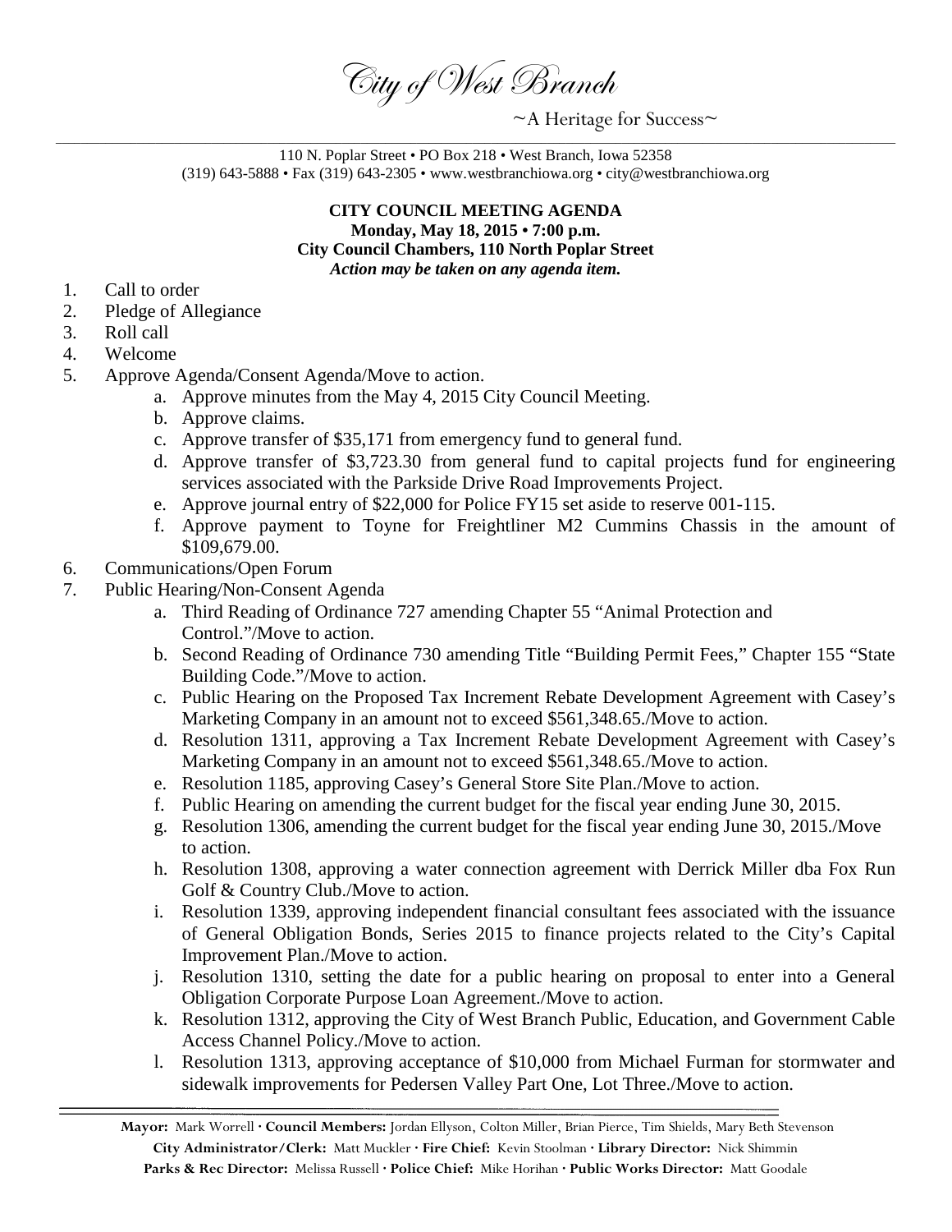# City of West Branch

~A Heritage for Success~

110 N. Poplar Street • PO Box 218 • West Branch, Iowa 52358
(319) 643-5888 • Fax (319) 643-2305 • www.westbranchiowa.org • city@westbranchiowa.org

**CITY COUNCIL MEETING AGENDA**
**Monday, May 18, 2015 • 7:00 p.m.**
**City Council Chambers, 110 North Poplar Street**
***Action may be taken on any agenda item.***

1. Call to order
2. Pledge of Allegiance
3. Roll call
4. Welcome
5. Approve Agenda/Consent Agenda/Move to action.
   a. Approve minutes from the May 4, 2015 City Council Meeting.
   b. Approve claims.
   c. Approve transfer of $35,171 from emergency fund to general fund.
   d. Approve transfer of $3,723.30 from general fund to capital projects fund for engineering services associated with the Parkside Drive Road Improvements Project.
   e. Approve journal entry of $22,000 for Police FY15 set aside to reserve 001-115.
   f. Approve payment to Toyne for Freightliner M2 Cummins Chassis in the amount of $109,679.00.
6. Communications/Open Forum
7. Public Hearing/Non-Consent Agenda
   a. Third Reading of Ordinance 727 amending Chapter 55 "Animal Protection and Control."/Move to action.
   b. Second Reading of Ordinance 730 amending Title "Building Permit Fees," Chapter 155 "State Building Code."/Move to action.
   c. Public Hearing on the Proposed Tax Increment Rebate Development Agreement with Casey's Marketing Company in an amount not to exceed $561,348.65./Move to action.
   d. Resolution 1311, approving a Tax Increment Rebate Development Agreement with Casey's Marketing Company in an amount not to exceed $561,348.65./Move to action.
   e. Resolution 1185, approving Casey's General Store Site Plan./Move to action.
   f. Public Hearing on amending the current budget for the fiscal year ending June 30, 2015.
   g. Resolution 1306, amending the current budget for the fiscal year ending June 30, 2015./Move to action.
   h. Resolution 1308, approving a water connection agreement with Derrick Miller dba Fox Run Golf & Country Club./Move to action.
   i. Resolution 1339, approving independent financial consultant fees associated with the issuance of General Obligation Bonds, Series 2015 to finance projects related to the City's Capital Improvement Plan./Move to action.
   j. Resolution 1310, setting the date for a public hearing on proposal to enter into a General Obligation Corporate Purpose Loan Agreement./Move to action.
   k. Resolution 1312, approving the City of West Branch Public, Education, and Government Cable Access Channel Policy./Move to action.
   l. Resolution 1313, approving acceptance of $10,000 from Michael Furman for stormwater and sidewalk improvements for Pedersen Valley Part One, Lot Three./Move to action.

**Mayor:** Mark Worrell · **Council Members:** Jordan Ellyson, Colton Miller, Brian Pierce, Tim Shields, Mary Beth Stevenson
**City Administrator/Clerk:** Matt Muckler · **Fire Chief:** Kevin Stoolman · **Library Director:** Nick Shimmin
**Parks & Rec Director:** Melissa Russell · **Police Chief:** Mike Horihan · **Public Works Director:** Matt Goodale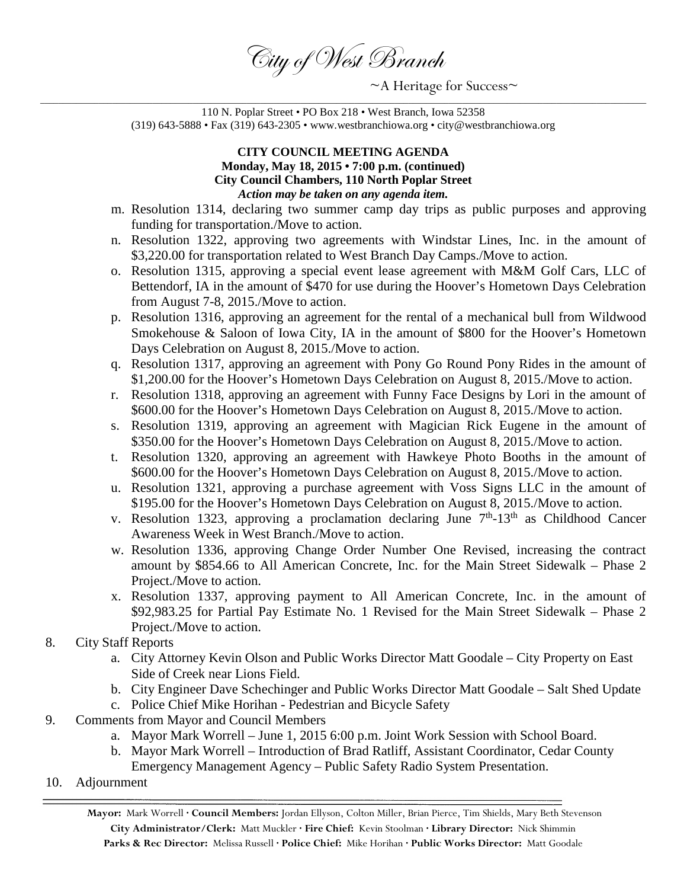City of West Branch

~A Heritage for Success~

110 N. Poplar Street • PO Box 218 • West Branch, Iowa 52358
(319) 643-5888 • Fax (319) 643-2305 • www.westbranchiowa.org • city@westbranchiowa.org

**CITY COUNCIL MEETING AGENDA**
**Monday, May 18, 2015 • 7:00 p.m. (continued)**
**City Council Chambers, 110 North Poplar Street**
***Action may be taken on any agenda item.***

m. Resolution 1314, declaring two summer camp day trips as public purposes and approving funding for transportation./Move to action.
n. Resolution 1322, approving two agreements with Windstar Lines, Inc. in the amount of $3,220.00 for transportation related to West Branch Day Camps./Move to action.
o. Resolution 1315, approving a special event lease agreement with M&M Golf Cars, LLC of Bettendorf, IA in the amount of $470 for use during the Hoover's Hometown Days Celebration from August 7-8, 2015./Move to action.
p. Resolution 1316, approving an agreement for the rental of a mechanical bull from Wildwood Smokehouse & Saloon of Iowa City, IA in the amount of $800 for the Hoover's Hometown Days Celebration on August 8, 2015./Move to action.
q. Resolution 1317, approving an agreement with Pony Go Round Pony Rides in the amount of $1,200.00 for the Hoover's Hometown Days Celebration on August 8, 2015./Move to action.
r. Resolution 1318, approving an agreement with Funny Face Designs by Lori in the amount of $600.00 for the Hoover's Hometown Days Celebration on August 8, 2015./Move to action.
s. Resolution 1319, approving an agreement with Magician Rick Eugene in the amount of $350.00 for the Hoover's Hometown Days Celebration on August 8, 2015./Move to action.
t. Resolution 1320, approving an agreement with Hawkeye Photo Booths in the amount of $600.00 for the Hoover's Hometown Days Celebration on August 8, 2015./Move to action.
u. Resolution 1321, approving a purchase agreement with Voss Signs LLC in the amount of $195.00 for the Hoover's Hometown Days Celebration on August 8, 2015./Move to action.
v. Resolution 1323, approving a proclamation declaring June 7th-13th as Childhood Cancer Awareness Week in West Branch./Move to action.
w. Resolution 1336, approving Change Order Number One Revised, increasing the contract amount by $854.66 to All American Concrete, Inc. for the Main Street Sidewalk – Phase 2 Project./Move to action.
x. Resolution 1337, approving payment to All American Concrete, Inc. in the amount of $92,983.25 for Partial Pay Estimate No. 1 Revised for the Main Street Sidewalk – Phase 2 Project./Move to action.

8. City Staff Reports
   a. City Attorney Kevin Olson and Public Works Director Matt Goodale – City Property on East Side of Creek near Lions Field.
   b. City Engineer Dave Schechinger and Public Works Director Matt Goodale – Salt Shed Update
   c. Police Chief Mike Horihan - Pedestrian and Bicycle Safety
9. Comments from Mayor and Council Members
   a. Mayor Mark Worrell – June 1, 2015 6:00 p.m. Joint Work Session with School Board.
   b. Mayor Mark Worrell – Introduction of Brad Ratliff, Assistant Coordinator, Cedar County Emergency Management Agency – Public Safety Radio System Presentation.
10. Adjournment

**Mayor:** Mark Worrell · **Council Members:** Jordan Ellyson, Colton Miller, Brian Pierce, Tim Shields, Mary Beth Stevenson
**City Administrator/Clerk:** Matt Muckler · **Fire Chief:** Kevin Stoolman · **Library Director:** Nick Shimmin
**Parks & Rec Director:** Melissa Russell · **Police Chief:** Mike Horihan · **Public Works Director:** Matt Goodale